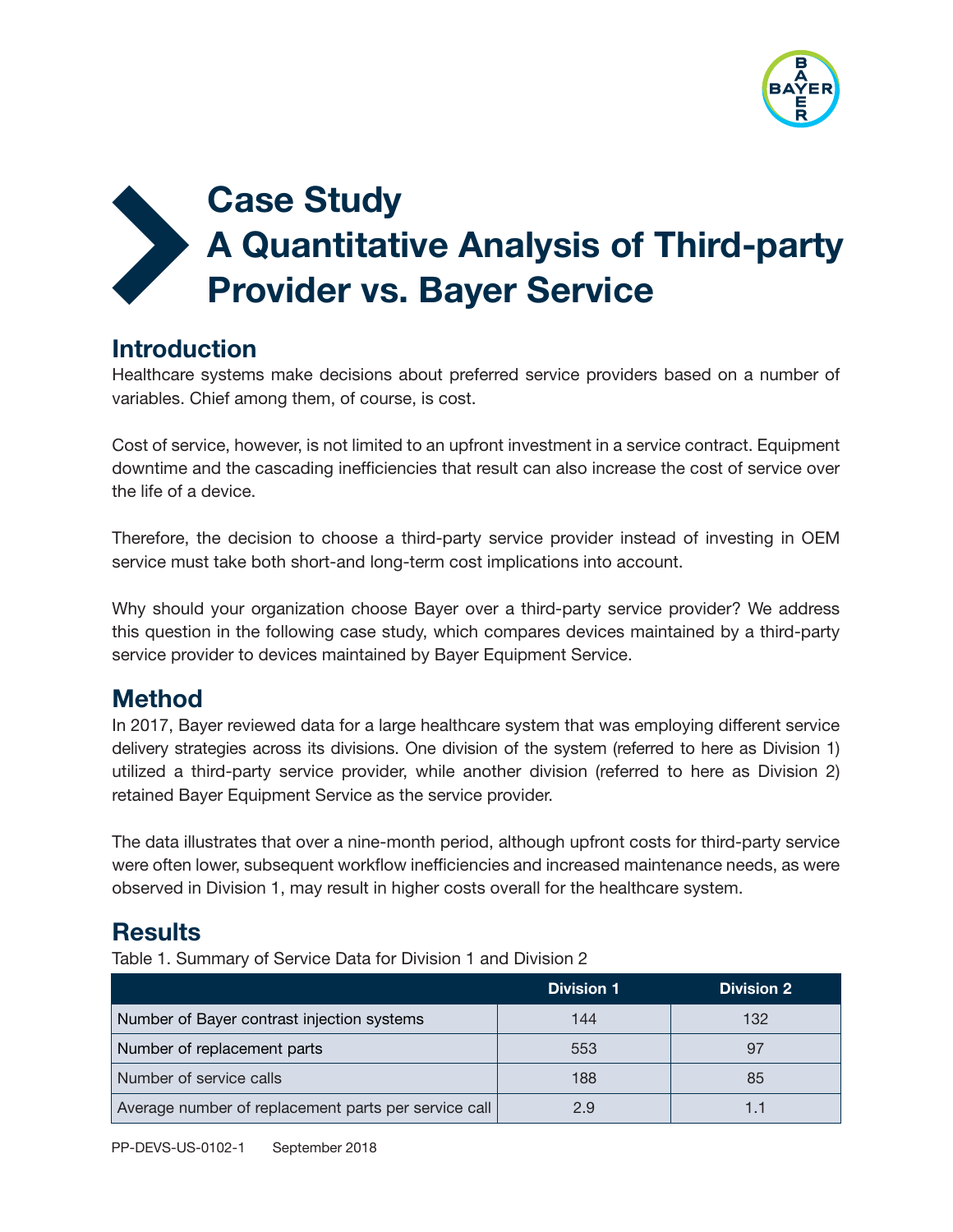# Case Study
# A Quantitative Analysis of Third-party Provider vs. Bayer Service

## Introduction

Healthcare systems make decisions about preferred service providers based on a number of variables. Chief among them, of course, is cost.

Cost of service, however, is not limited to an upfront investment in a service contract. Equipment downtime and the cascading inefficiencies that result can also increase the cost of service over the life of a device.

Therefore, the decision to choose a third-party service provider instead of investing in OEM service must take both short-and long-term cost implications into account.

Why should your organization choose Bayer over a third-party service provider? We address this question in the following case study, which compares devices maintained by a third-party service provider to devices maintained by Bayer Equipment Service.

## Method

In 2017, Bayer reviewed data for a large healthcare system that was employing different service delivery strategies across its divisions. One division of the system (referred to here as Division 1) utilized a third-party service provider, while another division (referred to here as Division 2) retained Bayer Equipment Service as the service provider.

The data illustrates that over a nine-month period, although upfront costs for third-party service were often lower, subsequent workflow inefficiencies and increased maintenance needs, as were observed in Division 1, may result in higher costs overall for the healthcare system.

## Results

Table 1. Summary of Service Data for Division 1 and Division 2

| | Division 1 | Division 2 |
|---|---|---|
| Number of Bayer contrast injection systems | 144 | 132 |
| Number of replacement parts | 553 | 97 |
| Number of service calls | 188 | 85 |
| Average number of replacement parts per service call | 2.9 | 1.1 |

PP-DEVS-US-0102-1 September 2018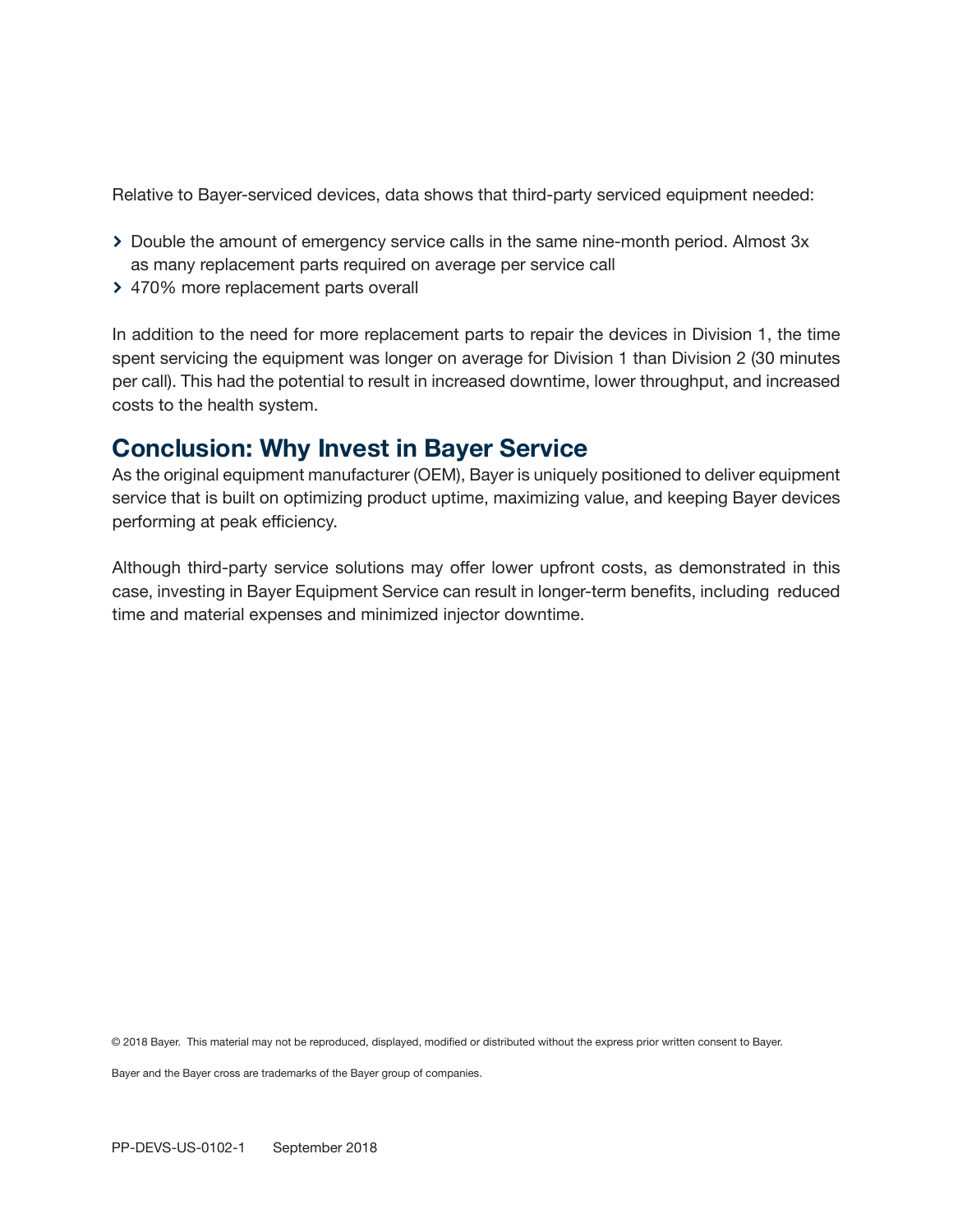Relative to Bayer-serviced devices, data shows that third-party serviced equipment needed:

- Double the amount of emergency service calls in the same nine-month period. Almost 3x as many replacement parts required on average per service call
- 470% more replacement parts overall

In addition to the need for more replacement parts to repair the devices in Division 1, the time spent servicing the equipment was longer on average for Division 1 than Division 2 (30 minutes per call). This had the potential to result in increased downtime, lower throughput, and increased costs to the health system.

## Conclusion: Why Invest in Bayer Service

As the original equipment manufacturer (OEM), Bayer is uniquely positioned to deliver equipment service that is built on optimizing product uptime, maximizing value, and keeping Bayer devices performing at peak efficiency.

Although third-party service solutions may offer lower upfront costs, as demonstrated in this case, investing in Bayer Equipment Service can result in longer-term benefits, including reduced time and material expenses and minimized injector downtime.

© 2018 Bayer. This material may not be reproduced, displayed, modified or distributed without the express prior written consent to Bayer.

Bayer and the Bayer cross are trademarks of the Bayer group of companies.

PP-DEVS-US-0102-1 September 2018